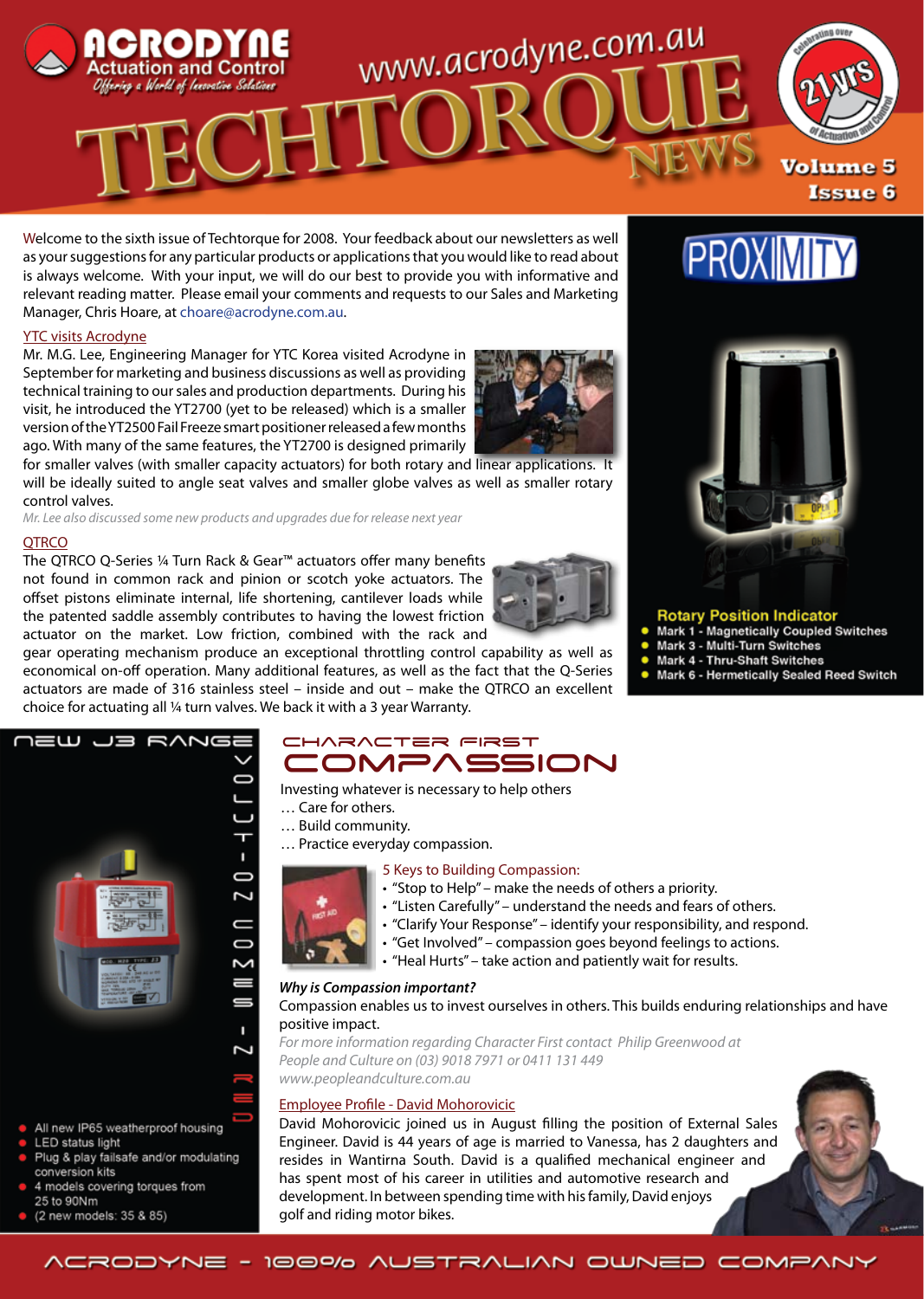# ACRODYNE Actuation and Control

*Offering a World of Innovative Solutions*

www.acrodyne.com.au

# TECHTORQUE NEWS

Celebrating over 21 yrs of Actuation and Control

Volume 5 Issue 6

Welcome to the sixth issue of Techtorque for 2008. Your feedback about our newsletters as well as your suggestions for any particular products or applications that you would like to read about is always welcome. With your input, we will do our best to provide you with informative and relevant reading matter. Please email your comments and requests to our Sales and Marketing Manager, Chris Hoare, at choare@acrodyne.com.au.

## YTC visits Acrodyne

Mr. M.G. Lee, Engineering Manager for YTC Korea visited Acrodyne in September for marketing and business discussions as well as providing technical training to our sales and production departments. During his visit, he introduced the YT2700 (yet to be released) which is a smaller version of the YT2500 Fail Freeze smart positioner released a few months ago. With many of the same features, the YT2700 is designed primarily for smaller valves (with smaller capacity actuators) for both rotary and linear applications. It will be ideally suited to angle seat valves and smaller globe valves as well as smaller rotary control valves.

*Mr. Lee also discussed some new products and upgrades due for release next year*

## QTRCO

The QTRCO Q-Series ¼ Turn Rack & Gear™ actuators offer many benefits not found in common rack and pinion or scotch yoke actuators. The offset pistons eliminate internal, life shortening, cantilever loads while the patented saddle assembly contributes to having the lowest friction actuator on the market. Low friction, combined with the rack and gear operating mechanism produce an exceptional throttling control capability as well as economical on-off operation. Many additional features, as well as the fact that the Q-Series actuators are made of 316 stainless steel – inside and out – make the QTRCO an excellent choice for actuating all ¼ turn valves. We back it with a 3 year Warranty.

## PROXIMITY

**Rotary Position Indicator**

- Mark 1 - Magnetically Coupled Switches
- Mark 3 - Multi-Turn Switches
- Mark 4 - Thru-Shaft Switches
- Mark 6 - Hermetically Sealed Reed Switch

## NEW J3 RANGE

VOLTAGE INDEPENDENT

- All new IP65 weatherproof housing
- LED status light
- Plug & play failsafe and/or modulating conversion kits
- 4 models covering torques from 25 to 90Nm
- (2 new models: 35 & 85)

## CHARACTER FIRST COMPASSION

Investing whatever is necessary to help others

… Care for others.

… Build community.

… Practice everyday compassion.

5 Keys to Building Compassion:

- "Stop to Help" – make the needs of others a priority.
- "Listen Carefully" – understand the needs and fears of others.
- "Clarify Your Response" – identify your responsibility, and respond.
- "Get Involved" – compassion goes beyond feelings to actions.
- "Heal Hurts" – take action and patiently wait for results.

***Why is Compassion important?***

Compassion enables us to invest ourselves in others. This builds enduring relationships and have positive impact.

*For more information regarding Character First contact Philip Greenwood at People and Culture on (03) 9018 7971 or 0411 131 449 www.peopleandculture.com.au*

## Employee Profile - David Mohorovicic

David Mohorovicic joined us in August filling the position of External Sales Engineer. David is 44 years of age is married to Vanessa, has 2 daughters and resides in Wantirna South. David is a qualified mechanical engineer and has spent most of his career in utilities and automotive research and development. In between spending time with his family, David enjoys golf and riding motor bikes.

ACRODYNE - 100% AUSTRALIAN OWNED COMPANY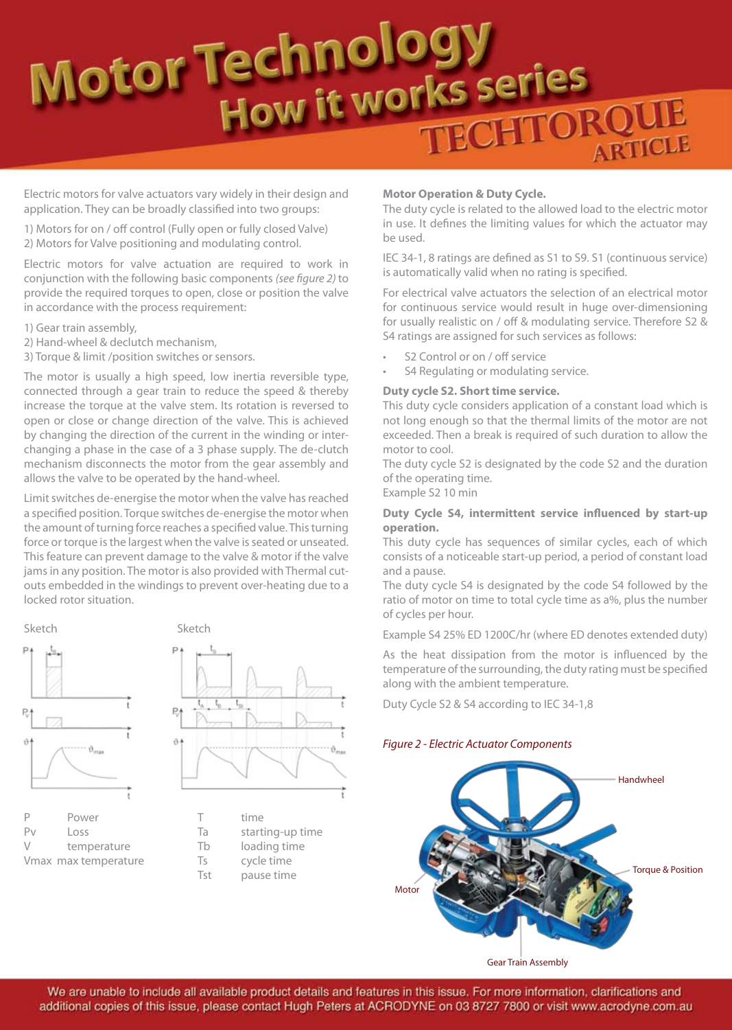# Motor Technology

## How it works series

### TECHTORQUE ARTICLE

Electric motors for valve actuators vary widely in their design and application. They can be broadly classified into two groups:

1) Motors for on / off control (Fully open or fully closed Valve)
2) Motors for Valve positioning and modulating control.

Electric motors for valve actuation are required to work in conjunction with the following basic components *(see figure 2)* to provide the required torques to open, close or position the valve in accordance with the process requirement:

1) Gear train assembly,
2) Hand-wheel & declutch mechanism,
3) Torque & limit /position switches or sensors.

The motor is usually a high speed, low inertia reversible type, connected through a gear train to reduce the speed & thereby increase the torque at the valve stem. Its rotation is reversed to open or close or change direction of the valve. This is achieved by changing the direction of the current in the winding or interchanging a phase in the case of a 3 phase supply. The de-clutch mechanism disconnects the motor from the gear assembly and allows the valve to be operated by the hand-wheel.

Limit switches de-energise the motor when the valve has reached a specified position. Torque switches de-energise the motor when the amount of turning force reaches a specified value. This turning force or torque is the largest when the valve is seated or unseated. This feature can prevent damage to the valve & motor if the valve jams in any position. The motor is also provided with Thermal cut-outs embedded in the windings to prevent over-heating due to a locked rotor situation.

Sketch

P
$t_B$
t
$P_V$
t
$\vartheta$
$\vartheta_{max}$
t

Sketch

P
$t_S$
t
$P_V$
$t_A$ $t_B$ $t_{St}$
t
$\vartheta$
$\vartheta_{max}$
t

P Power
Pv Loss
V temperature
Vmax max temperature

T time
Ta starting-up time
Tb loading time
Ts cycle time
Tst pause time

**Motor Operation & Duty Cycle.**

The duty cycle is related to the allowed load to the electric motor in use. It defines the limiting values for which the actuator may be used.

IEC 34-1, 8 ratings are defined as S1 to S9. S1 (continuous service) is automatically valid when no rating is specified.

For electrical valve actuators the selection of an electrical motor for continuous service would result in huge over-dimensioning for usually realistic on / off & modulating service. Therefore S2 & S4 ratings are assigned for such services as follows:

- S2 Control or on / off service
- S4 Regulating or modulating service.

**Duty cycle S2. Short time service.**

This duty cycle considers application of a constant load which is not long enough so that the thermal limits of the motor are not exceeded. Then a break is required of such duration to allow the motor to cool.

The duty cycle S2 is designated by the code S2 and the duration of the operating time.

Example S2 10 min

**Duty Cycle S4, intermittent service influenced by start-up operation.**

This duty cycle has sequences of similar cycles, each of which consists of a noticeable start-up period, a period of constant load and a pause.

The duty cycle S4 is designated by the code S4 followed by the ratio of motor on time to total cycle time as a%, plus the number of cycles per hour.

Example S4 25% ED 1200C/hr (where ED denotes extended duty)

As the heat dissipation from the motor is influenced by the temperature of the surrounding, the duty rating must be specified along with the ambient temperature.

Duty Cycle S2 & S4 according to IEC 34-1,8

*Figure 2 - Electric Actuator Components*

Handwheel
Torque & Position
Motor
Gear Train Assembly

We are unable to include all available product details and features in this issue. For more information, clarifications and additional copies of this issue, please contact Hugh Peters at ACRODYNE on 03 8727 7800 or visit www.acrodyne.com.au